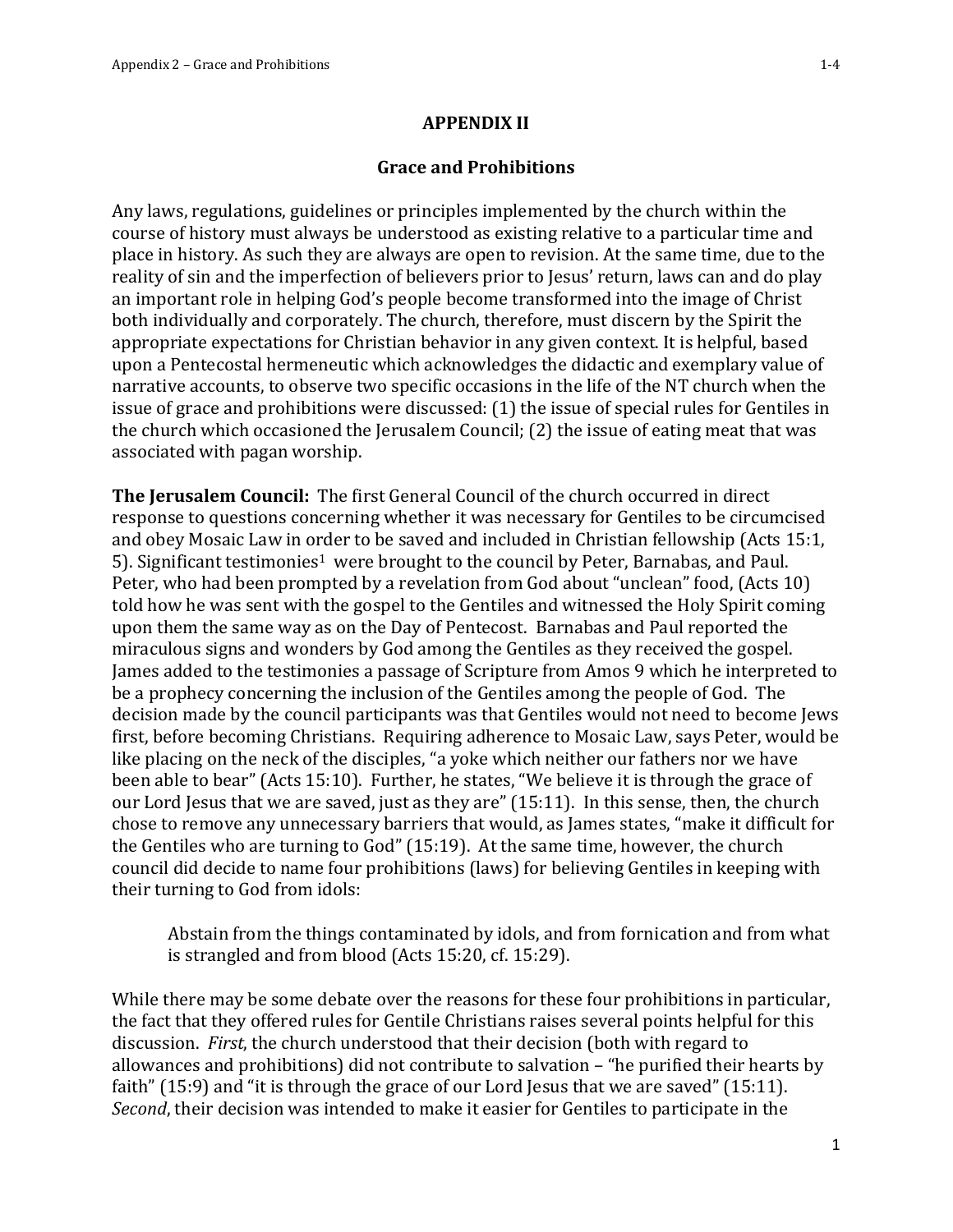# APPENDIX II

## Grace and Prohibitions

Any laws, regulations, guidelines or principles implemented by the church within the course of history must always be understood as existing relative to a particular time and place in history. As such they are always are open to revision. At the same time, due to the reality of sin and the imperfection of believers prior to Jesus' return, laws can and do play an important role in helping God's people become transformed into the image of Christ both individually and corporately. The church, therefore, must discern by the Spirit the appropriate expectations for Christian behavior in any given context. It is helpful, based upon a Pentecostal hermeneutic which acknowledges the didactic and exemplary value of narrative accounts, to observe two specific occasions in the life of the NT church when the issue of grace and prohibitions were discussed: (1) the issue of special rules for Gentiles in the church which occasioned the Jerusalem Council; (2) the issue of eating meat that was associated with pagan worship.

**The Jerusalem Council:** The first General Council of the church occurred in direct response to questions concerning whether it was necessary for Gentiles to be circumcised and obey Mosaic Law in order to be saved and included in Christian fellowship (Acts 15:1, 5). Significant testimonies[1] were brought to the council by Peter, Barnabas, and Paul. Peter, who had been prompted by a revelation from God about "unclean" food, (Acts 10) told how he was sent with the gospel to the Gentiles and witnessed the Holy Spirit coming upon them the same way as on the Day of Pentecost. Barnabas and Paul reported the miraculous signs and wonders by God among the Gentiles as they received the gospel. James added to the testimonies a passage of Scripture from Amos 9 which he interpreted to be a prophecy concerning the inclusion of the Gentiles among the people of God. The decision made by the council participants was that Gentiles would not need to become Jews first, before becoming Christians. Requiring adherence to Mosaic Law, says Peter, would be like placing on the neck of the disciples, "a yoke which neither our fathers nor we have been able to bear" (Acts 15:10). Further, he states, "We believe it is through the grace of our Lord Jesus that we are saved, just as they are" (15:11). In this sense, then, the church chose to remove any unnecessary barriers that would, as James states, "make it difficult for the Gentiles who are turning to God" (15:19). At the same time, however, the church council did decide to name four prohibitions (laws) for believing Gentiles in keeping with their turning to God from idols:

> Abstain from the things contaminated by idols, and from fornication and from what is strangled and from blood (Acts 15:20, cf. 15:29).

While there may be some debate over the reasons for these four prohibitions in particular, the fact that they offered rules for Gentile Christians raises several points helpful for this discussion. *First*, the church understood that their decision (both with regard to allowances and prohibitions) did not contribute to salvation – "he purified their hearts by faith" (15:9) and "it is through the grace of our Lord Jesus that we are saved" (15:11). *Second*, their decision was intended to make it easier for Gentiles to participate in the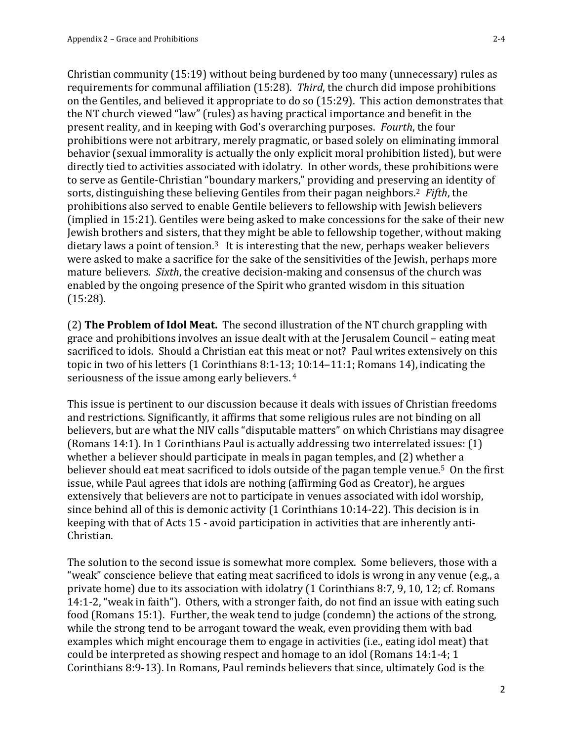Christian community (15:19) without being burdened by too many (unnecessary) rules as requirements for communal affiliation (15:28). *Third*, the church did impose prohibitions on the Gentiles, and believed it appropriate to do so (15:29). This action demonstrates that the NT church viewed "law" (rules) as having practical importance and benefit in the present reality, and in keeping with God's overarching purposes. *Fourth*, the four prohibitions were not arbitrary, merely pragmatic, or based solely on eliminating immoral behavior (sexual immorality is actually the only explicit moral prohibition listed), but were directly tied to activities associated with idolatry. In other words, these prohibitions were to serve as Gentile-Christian "boundary markers," providing and preserving an identity of sorts, distinguishing these believing Gentiles from their pagan neighbors.[2] *Fifth*, the prohibitions also served to enable Gentile believers to fellowship with Jewish believers (implied in 15:21). Gentiles were being asked to make concessions for the sake of their new Jewish brothers and sisters, that they might be able to fellowship together, without making dietary laws a point of tension.[3] It is interesting that the new, perhaps weaker believers were asked to make a sacrifice for the sake of the sensitivities of the Jewish, perhaps more mature believers. *Sixth*, the creative decision-making and consensus of the church was enabled by the ongoing presence of the Spirit who granted wisdom in this situation (15:28).

(2) **The Problem of Idol Meat.** The second illustration of the NT church grappling with grace and prohibitions involves an issue dealt with at the Jerusalem Council – eating meat sacrificed to idols. Should a Christian eat this meat or not? Paul writes extensively on this topic in two of his letters (1 Corinthians 8:1-13; 10:14–11:1; Romans 14), indicating the seriousness of the issue among early believers.[4]

This issue is pertinent to our discussion because it deals with issues of Christian freedoms and restrictions. Significantly, it affirms that some religious rules are not binding on all believers, but are what the NIV calls "disputable matters" on which Christians may disagree (Romans 14:1). In 1 Corinthians Paul is actually addressing two interrelated issues: (1) whether a believer should participate in meals in pagan temples, and (2) whether a believer should eat meat sacrificed to idols outside of the pagan temple venue.[5] On the first issue, while Paul agrees that idols are nothing (affirming God as Creator), he argues extensively that believers are not to participate in venues associated with idol worship, since behind all of this is demonic activity (1 Corinthians 10:14-22). This decision is in keeping with that of Acts 15 - avoid participation in activities that are inherently anti-Christian.

The solution to the second issue is somewhat more complex. Some believers, those with a "weak" conscience believe that eating meat sacrificed to idols is wrong in any venue (e.g., a private home) due to its association with idolatry (1 Corinthians 8:7, 9, 10, 12; cf. Romans 14:1-2, "weak in faith"). Others, with a stronger faith, do not find an issue with eating such food (Romans 15:1). Further, the weak tend to judge (condemn) the actions of the strong, while the strong tend to be arrogant toward the weak, even providing them with bad examples which might encourage them to engage in activities (i.e., eating idol meat) that could be interpreted as showing respect and homage to an idol (Romans 14:1-4; 1 Corinthians 8:9-13). In Romans, Paul reminds believers that since, ultimately God is the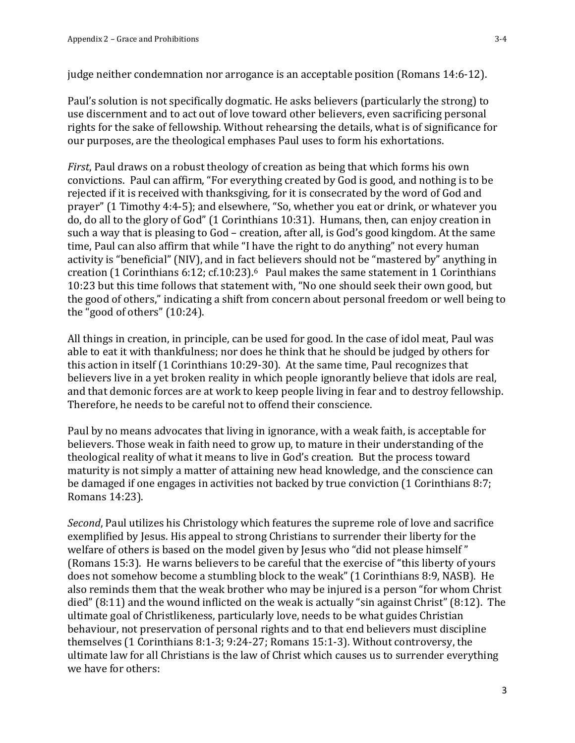judge neither condemnation nor arrogance is an acceptable position (Romans 14:6-12).

Paul's solution is not specifically dogmatic. He asks believers (particularly the strong) to use discernment and to act out of love toward other believers, even sacrificing personal rights for the sake of fellowship. Without rehearsing the details, what is of significance for our purposes, are the theological emphases Paul uses to form his exhortations.

*First*, Paul draws on a robust theology of creation as being that which forms his own convictions. Paul can affirm, "For everything created by God is good, and nothing is to be rejected if it is received with thanksgiving, for it is consecrated by the word of God and prayer" (1 Timothy 4:4-5); and elsewhere, "So, whether you eat or drink, or whatever you do, do all to the glory of God" (1 Corinthians 10:31). Humans, then, can enjoy creation in such a way that is pleasing to God – creation, after all, is God's good kingdom. At the same time, Paul can also affirm that while "I have the right to do anything" not every human activity is "beneficial" (NIV), and in fact believers should not be "mastered by" anything in creation (1 Corinthians 6:12; cf.10:23).[6] Paul makes the same statement in 1 Corinthians 10:23 but this time follows that statement with, "No one should seek their own good, but the good of others," indicating a shift from concern about personal freedom or well being to the "good of others" (10:24).

All things in creation, in principle, can be used for good. In the case of idol meat, Paul was able to eat it with thankfulness; nor does he think that he should be judged by others for this action in itself (1 Corinthians 10:29-30). At the same time, Paul recognizes that believers live in a yet broken reality in which people ignorantly believe that idols are real, and that demonic forces are at work to keep people living in fear and to destroy fellowship. Therefore, he needs to be careful not to offend their conscience.

Paul by no means advocates that living in ignorance, with a weak faith, is acceptable for believers. Those weak in faith need to grow up, to mature in their understanding of the theological reality of what it means to live in God's creation. But the process toward maturity is not simply a matter of attaining new head knowledge, and the conscience can be damaged if one engages in activities not backed by true conviction (1 Corinthians 8:7; Romans 14:23).

*Second*, Paul utilizes his Christology which features the supreme role of love and sacrifice exemplified by Jesus. His appeal to strong Christians to surrender their liberty for the welfare of others is based on the model given by Jesus who "did not please himself" (Romans 15:3). He warns believers to be careful that the exercise of "this liberty of yours does not somehow become a stumbling block to the weak" (1 Corinthians 8:9, NASB). He also reminds them that the weak brother who may be injured is a person "for whom Christ died" (8:11) and the wound inflicted on the weak is actually "sin against Christ" (8:12). The ultimate goal of Christlikeness, particularly love, needs to be what guides Christian behaviour, not preservation of personal rights and to that end believers must discipline themselves (1 Corinthians 8:1-3; 9:24-27; Romans 15:1-3). Without controversy, the ultimate law for all Christians is the law of Christ which causes us to surrender everything we have for others: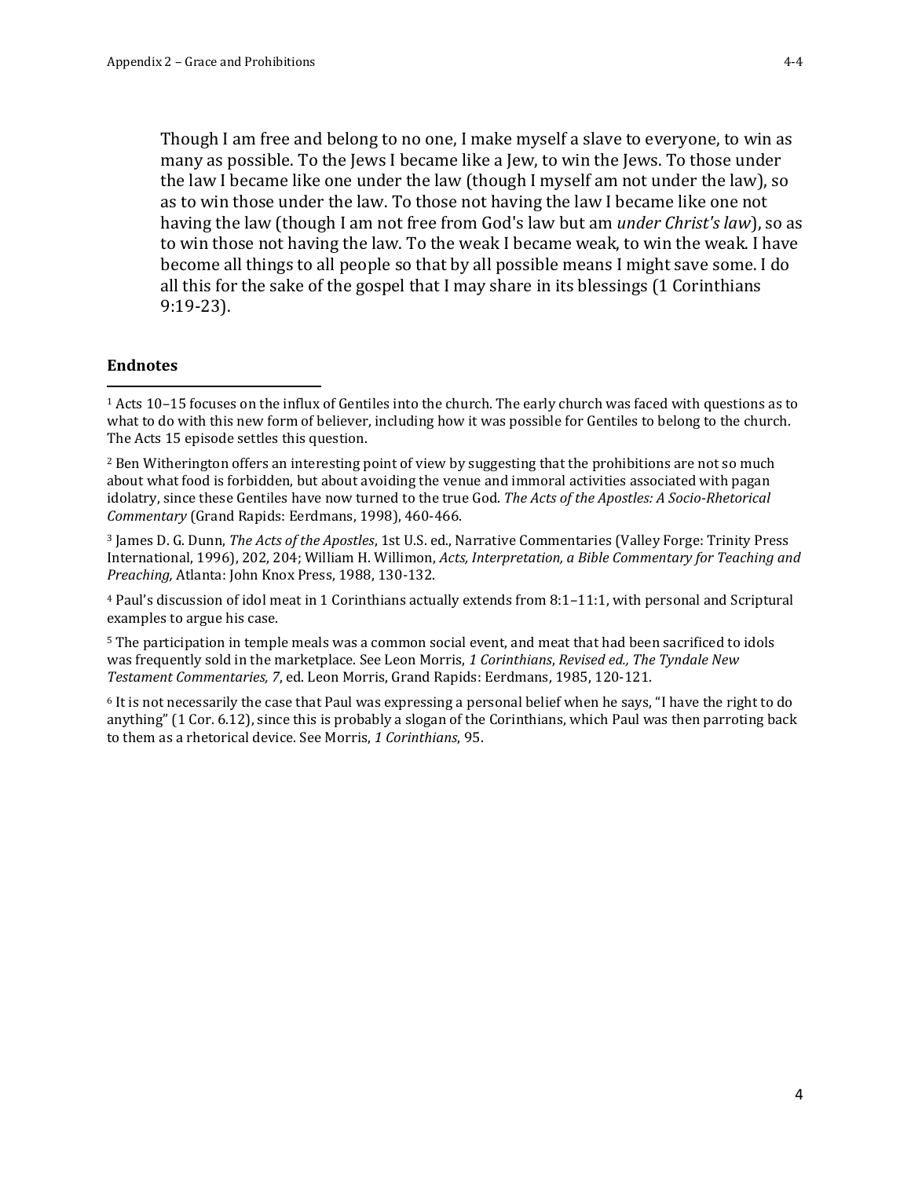> Though I am free and belong to no one, I make myself a slave to everyone, to win as many as possible. To the Jews I became like a Jew, to win the Jews. To those under the law I became like one under the law (though I myself am not under the law), so as to win those under the law. To those not having the law I became like one not having the law (though I am not free from God's law but am *under Christ's law*), so as to win those not having the law. To the weak I became weak, to win the weak. I have become all things to all people so that by all possible means I might save some. I do all this for the sake of the gospel that I may share in its blessings (1 Corinthians 9:19-23).

## Endnotes

[1] Acts 10–15 focuses on the influx of Gentiles into the church. The early church was faced with questions as to what to do with this new form of believer, including how it was possible for Gentiles to belong to the church. The Acts 15 episode settles this question.

[2] Ben Witherington offers an interesting point of view by suggesting that the prohibitions are not so much about what food is forbidden, but about avoiding the venue and immoral activities associated with pagan idolatry, since these Gentiles have now turned to the true God. *The Acts of the Apostles: A Socio-Rhetorical Commentary* (Grand Rapids: Eerdmans, 1998), 460-466.

[3] James D. G. Dunn, *The Acts of the Apostles*, 1st U.S. ed., Narrative Commentaries (Valley Forge: Trinity Press International, 1996), 202, 204; William H. Willimon, *Acts, Interpretation, a Bible Commentary for Teaching and Preaching,* Atlanta: John Knox Press, 1988, 130-132.

[4] Paul's discussion of idol meat in 1 Corinthians actually extends from 8:1–11:1, with personal and Scriptural examples to argue his case.

[5] The participation in temple meals was a common social event, and meat that had been sacrificed to idols was frequently sold in the marketplace. See Leon Morris, *1 Corinthians*, *Revised ed., The Tyndale New Testament Commentaries, 7*, ed. Leon Morris, Grand Rapids: Eerdmans, 1985, 120-121.

[6] It is not necessarily the case that Paul was expressing a personal belief when he says, "I have the right to do anything" (1 Cor. 6.12), since this is probably a slogan of the Corinthians, which Paul was then parroting back to them as a rhetorical device. See Morris, *1 Corinthians*, 95.